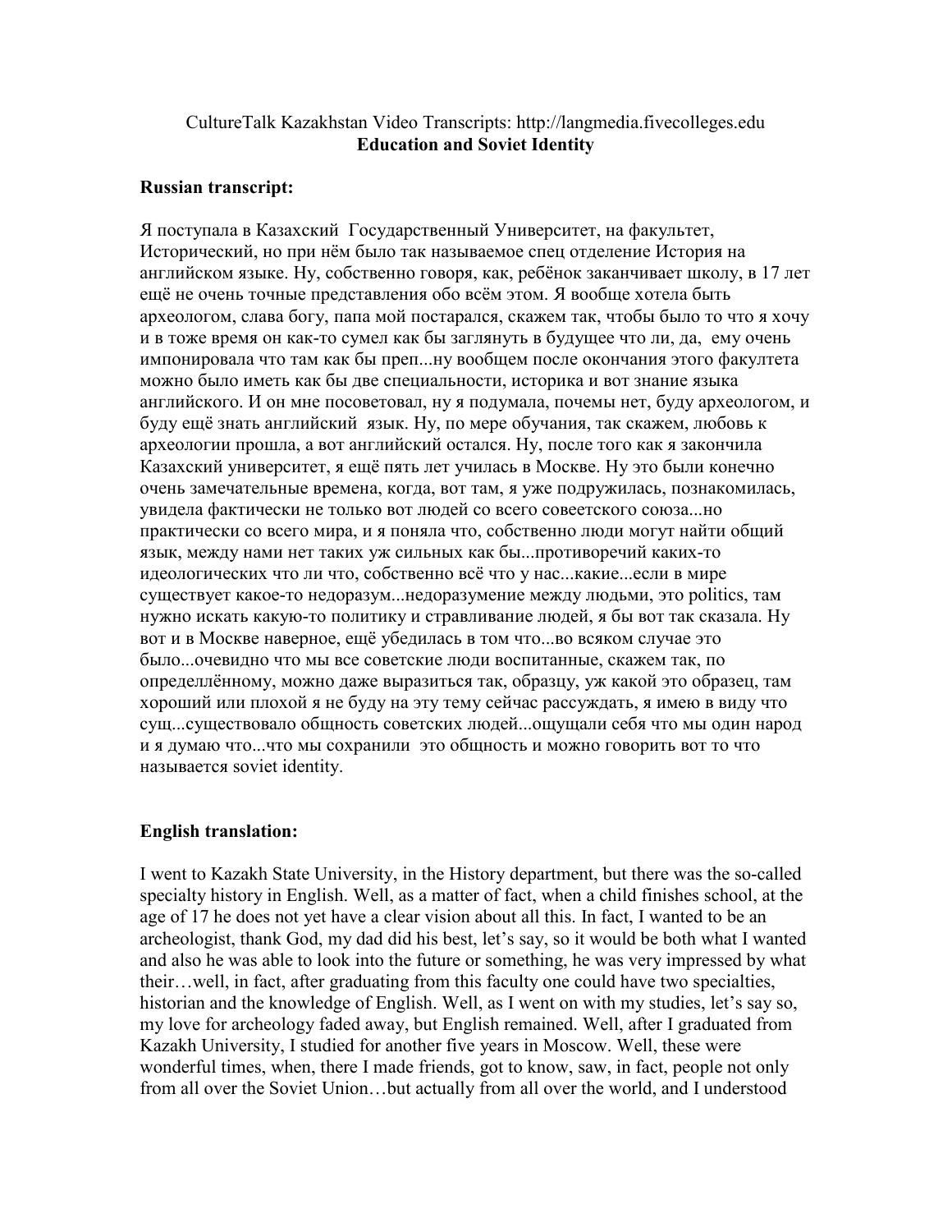CultureTalk Kazakhstan Video Transcripts: http://langmedia.fivecolleges.edu

**Education and Soviet Identity**

**Russian transcript:**

Я поступала в Казахский  Государственный Университет, на факультет, Исторический, но при нём было так называемое спец отделение История на английском языке. Ну, собственно говоря, как, ребёнок заканчивает школу, в 17 лет ещё не очень точные представления обо всём этом. Я вообще хотела быть археологом, слава богу, папа мой постарался, скажем так, чтобы было то что я хочу и в тоже время он как-то сумел как бы заглянуть в будущее что ли, да,  ему очень импонировала что там как бы преп...ну вообщем после окончания этого факултета можно было иметь как бы две специальности, историка и вот знание языка английского. И он мне посоветовал, ну я подумала, почемы нет, буду археологом, и буду ещё знать английский  язык. Ну, по мере обучания, так скажем, любовь к археологии прошла, а вот английский остался. Ну, после того как я закончила Казахский университет, я ещё пять лет училась в Москве. Ну это были конечно очень замечательные времена, когда, вот там, я уже подружилась, познакомилась, увидела фактически не только вот людей со всего совеетского союза...но практически со всего мира, и я поняла что, собственно люди могут найти общий язык, между нами нет таких уж сильных как бы...противоречий каких-то идеологических что ли что, собственно всё что у нас...какие...если в мире существует какое-то недоразум...недоразумение между людьми, это politics, там нужно искать какую-то политику и стравливание людей, я бы вот так сказала. Ну вот и в Москве наверное, ещё убедилась в том что...во всяком случае это было...очевидно что мы все советские люди воспитанные, скажем так, по определлённому, можно даже выразиться так, образцу, уж какой это образец, там хороший или плохой я не буду на эту тему сейчас рассуждать, я имею в виду что сущ...существовало общность советских людей...ощущали себя что мы один народ и я думаю что...что мы сохранили  это общность и можно говорить вот то что называется soviet identity.

**English translation:**

I went to Kazakh State University, in the History department, but there was the so-called specialty history in English. Well, as a matter of fact, when a child finishes school, at the age of 17 he does not yet have a clear vision about all this. In fact, I wanted to be an archeologist, thank God, my dad did his best, let's say, so it would be both what I wanted and also he was able to look into the future or something, he was very impressed by what their…well, in fact, after graduating from this faculty one could have two specialties, historian and the knowledge of English. Well, as I went on with my studies, let's say so, my love for archeology faded away, but English remained. Well, after I graduated from Kazakh University, I studied for another five years in Moscow. Well, these were wonderful times, when, there I made friends, got to know, saw, in fact, people not only from all over the Soviet Union…but actually from all over the world, and I understood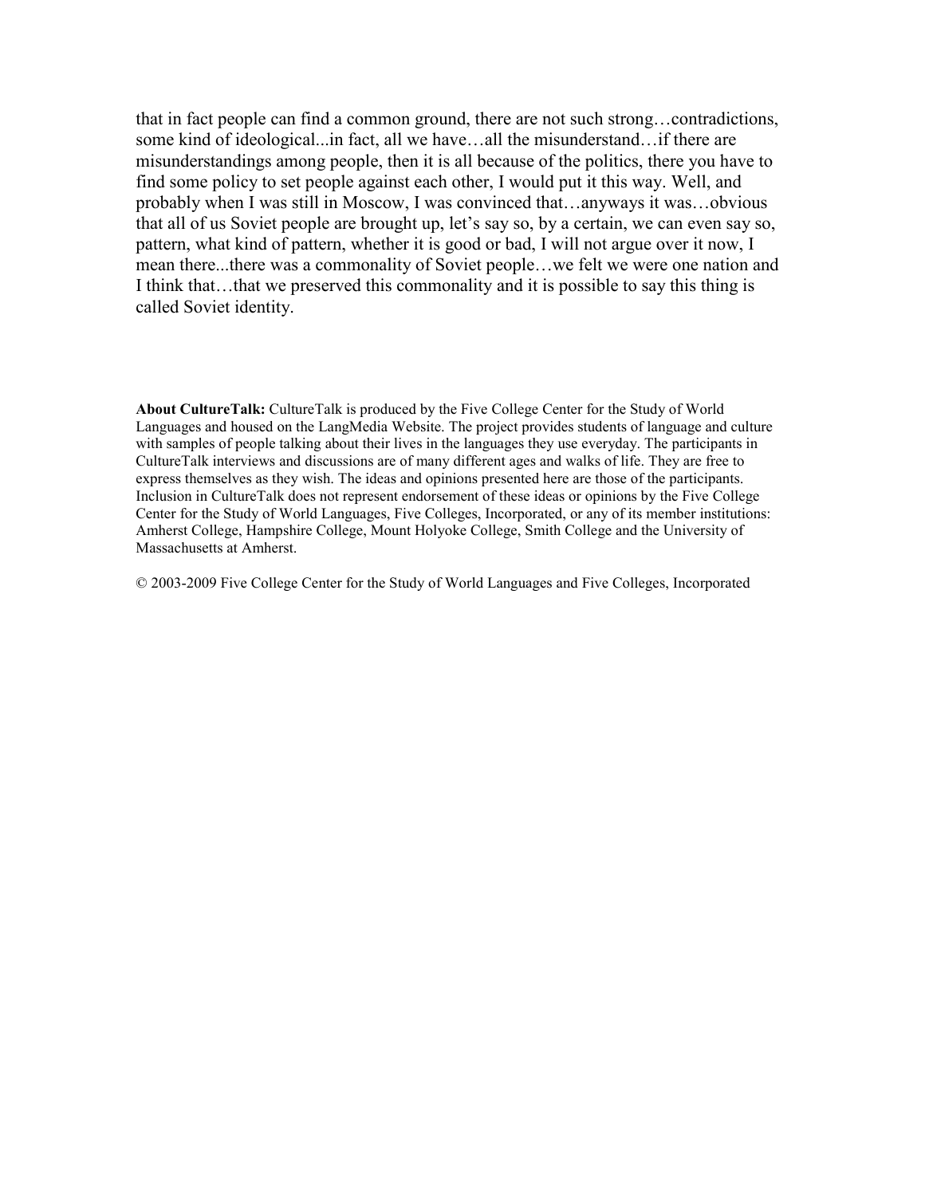that in fact people can find a common ground, there are not such strong…contradictions, some kind of ideological...in fact, all we have…all the misunderstand…if there are misunderstandings among people, then it is all because of the politics, there you have to find some policy to set people against each other, I would put it this way. Well, and probably when I was still in Moscow, I was convinced that…anyways it was…obvious that all of us Soviet people are brought up, let's say so, by a certain, we can even say so, pattern, what kind of pattern, whether it is good or bad, I will not argue over it now, I mean there...there was a commonality of Soviet people…we felt we were one nation and I think that…that we preserved this commonality and it is possible to say this thing is called Soviet identity.

**About CultureTalk:** CultureTalk is produced by the Five College Center for the Study of World Languages and housed on the LangMedia Website. The project provides students of language and culture with samples of people talking about their lives in the languages they use everyday. The participants in CultureTalk interviews and discussions are of many different ages and walks of life. They are free to express themselves as they wish. The ideas and opinions presented here are those of the participants. Inclusion in CultureTalk does not represent endorsement of these ideas or opinions by the Five College Center for the Study of World Languages, Five Colleges, Incorporated, or any of its member institutions: Amherst College, Hampshire College, Mount Holyoke College, Smith College and the University of Massachusetts at Amherst.

© 2003-2009 Five College Center for the Study of World Languages and Five Colleges, Incorporated